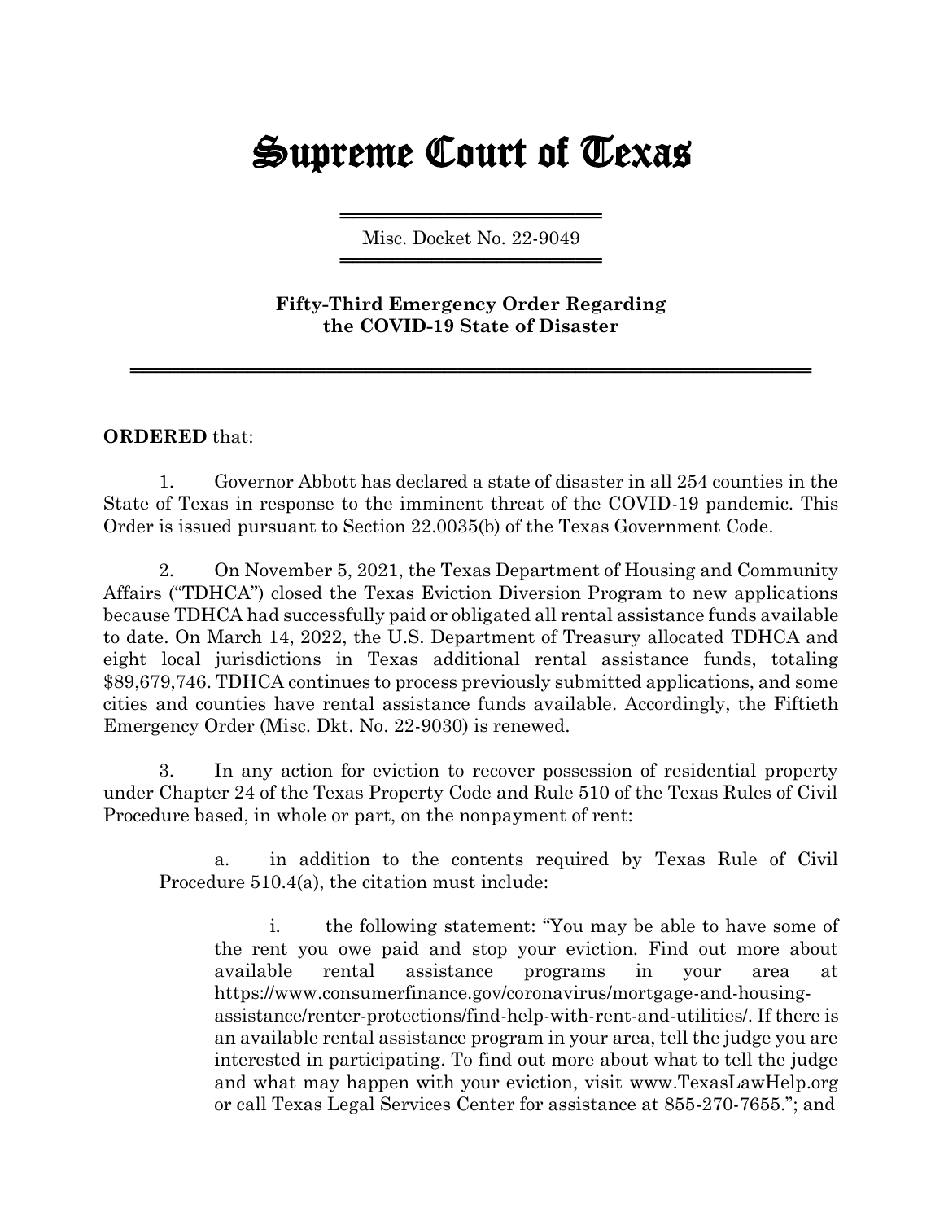# Supreme Court of Texas

Misc. Docket No. 22-9049

**Fifty-Third Emergency Order Regarding the COVID-19 State of Disaster**

**ORDERED** that:

1. Governor Abbott has declared a state of disaster in all 254 counties in the State of Texas in response to the imminent threat of the COVID-19 pandemic. This Order is issued pursuant to Section 22.0035(b) of the Texas Government Code.

2. On November 5, 2021, the Texas Department of Housing and Community Affairs ("TDHCA") closed the Texas Eviction Diversion Program to new applications because TDHCA had successfully paid or obligated all rental assistance funds available to date. On March 14, 2022, the U.S. Department of Treasury allocated TDHCA and eight local jurisdictions in Texas additional rental assistance funds, totaling $89,679,746. TDHCA continues to process previously submitted applications, and some cities and counties have rental assistance funds available. Accordingly, the Fiftieth Emergency Order (Misc. Dkt. No. 22-9030) is renewed.

3. In any action for eviction to recover possession of residential property under Chapter 24 of the Texas Property Code and Rule 510 of the Texas Rules of Civil Procedure based, in whole or part, on the nonpayment of rent:

   a. in addition to the contents required by Texas Rule of Civil Procedure 510.4(a), the citation must include:

      i. the following statement: "You may be able to have some of the rent you owe paid and stop your eviction. Find out more about available rental assistance programs in your area at https://www.consumerfinance.gov/coronavirus/mortgage-and-housing-assistance/renter-protections/find-help-with-rent-and-utilities/. If there is an available rental assistance program in your area, tell the judge you are interested in participating. To find out more about what to tell the judge and what may happen with your eviction, visit www.TexasLawHelp.org or call Texas Legal Services Center for assistance at 855-270-7655."; and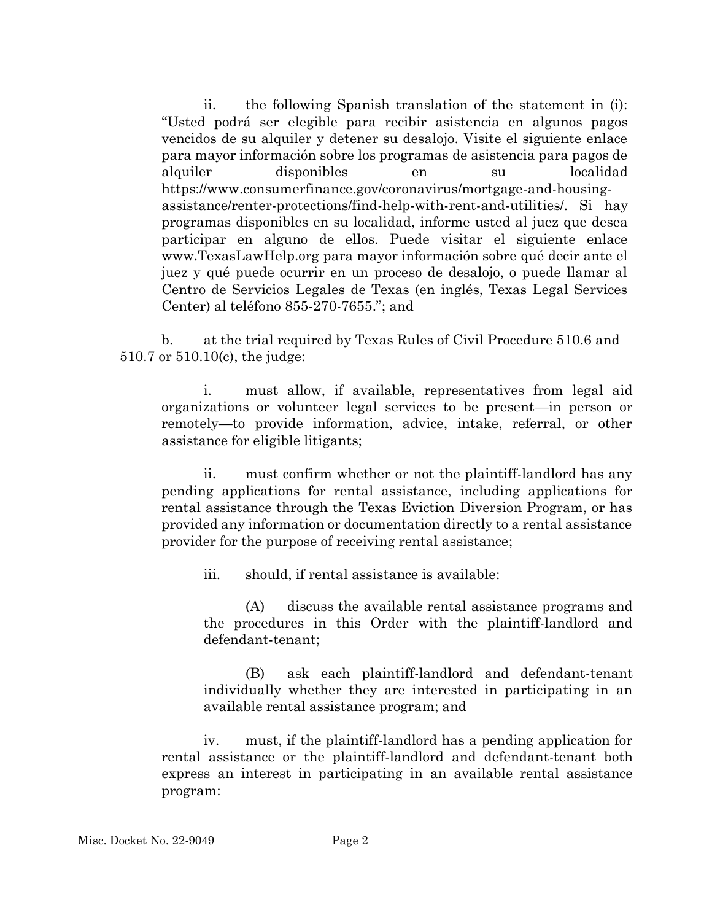ii. the following Spanish translation of the statement in (i): "Usted podrá ser elegible para recibir asistencia en algunos pagos vencidos de su alquiler y detener su desalojo. Visite el siguiente enlace para mayor información sobre los programas de asistencia para pagos de alquiler disponibles en su localidad https://www.consumerfinance.gov/coronavirus/mortgage-and-housing-assistance/renter-protections/find-help-with-rent-and-utilities/. Si hay programas disponibles en su localidad, informe usted al juez que desea participar en alguno de ellos. Puede visitar el siguiente enlace www.TexasLawHelp.org para mayor información sobre qué decir ante el juez y qué puede ocurrir en un proceso de desalojo, o puede llamar al Centro de Servicios Legales de Texas (en inglés, Texas Legal Services Center) al teléfono 855-270-7655."; and

b. at the trial required by Texas Rules of Civil Procedure 510.6 and 510.7 or 510.10(c), the judge:

i. must allow, if available, representatives from legal aid organizations or volunteer legal services to be present—in person or remotely—to provide information, advice, intake, referral, or other assistance for eligible litigants;

ii. must confirm whether or not the plaintiff-landlord has any pending applications for rental assistance, including applications for rental assistance through the Texas Eviction Diversion Program, or has provided any information or documentation directly to a rental assistance provider for the purpose of receiving rental assistance;

iii. should, if rental assistance is available:

(A) discuss the available rental assistance programs and the procedures in this Order with the plaintiff-landlord and defendant-tenant;

(B) ask each plaintiff-landlord and defendant-tenant individually whether they are interested in participating in an available rental assistance program; and

iv. must, if the plaintiff-landlord has a pending application for rental assistance or the plaintiff-landlord and defendant-tenant both express an interest in participating in an available rental assistance program: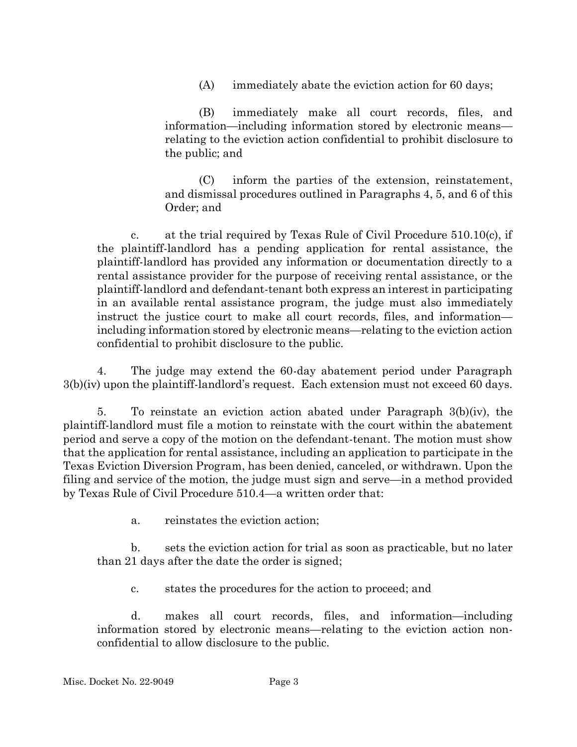(A) immediately abate the eviction action for 60 days;

(B) immediately make all court records, files, and information—including information stored by electronic means—relating to the eviction action confidential to prohibit disclosure to the public; and

(C) inform the parties of the extension, reinstatement, and dismissal procedures outlined in Paragraphs 4, 5, and 6 of this Order; and

c. at the trial required by Texas Rule of Civil Procedure 510.10(c), if the plaintiff-landlord has a pending application for rental assistance, the plaintiff-landlord has provided any information or documentation directly to a rental assistance provider for the purpose of receiving rental assistance, or the plaintiff-landlord and defendant-tenant both express an interest in participating in an available rental assistance program, the judge must also immediately instruct the justice court to make all court records, files, and information—including information stored by electronic means—relating to the eviction action confidential to prohibit disclosure to the public.

4. The judge may extend the 60-day abatement period under Paragraph 3(b)(iv) upon the plaintiff-landlord's request. Each extension must not exceed 60 days.

5. To reinstate an eviction action abated under Paragraph 3(b)(iv), the plaintiff-landlord must file a motion to reinstate with the court within the abatement period and serve a copy of the motion on the defendant-tenant. The motion must show that the application for rental assistance, including an application to participate in the Texas Eviction Diversion Program, has been denied, canceled, or withdrawn. Upon the filing and service of the motion, the judge must sign and serve—in a method provided by Texas Rule of Civil Procedure 510.4—a written order that:

a. reinstates the eviction action;

b. sets the eviction action for trial as soon as practicable, but no later than 21 days after the date the order is signed;

c. states the procedures for the action to proceed; and

d. makes all court records, files, and information—including information stored by electronic means—relating to the eviction action non-confidential to allow disclosure to the public.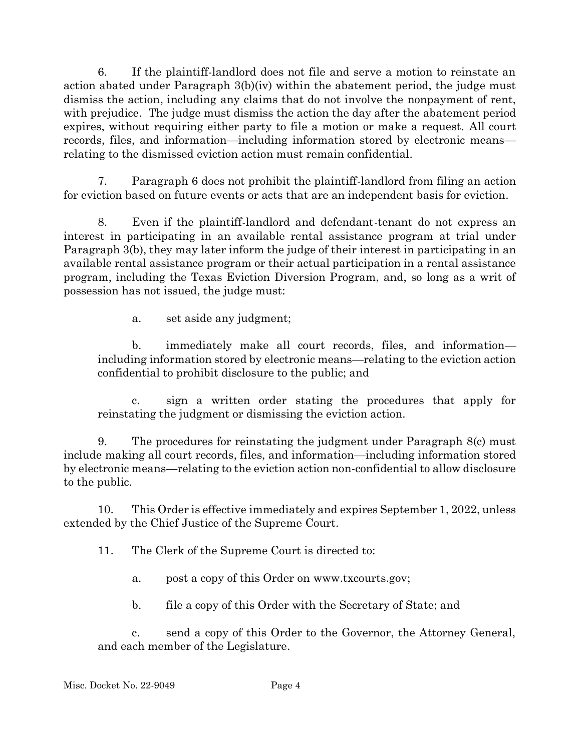6. If the plaintiff-landlord does not file and serve a motion to reinstate an action abated under Paragraph 3(b)(iv) within the abatement period, the judge must dismiss the action, including any claims that do not involve the nonpayment of rent, with prejudice. The judge must dismiss the action the day after the abatement period expires, without requiring either party to file a motion or make a request. All court records, files, and information—including information stored by electronic means—relating to the dismissed eviction action must remain confidential.

7. Paragraph 6 does not prohibit the plaintiff-landlord from filing an action for eviction based on future events or acts that are an independent basis for eviction.

8. Even if the plaintiff-landlord and defendant-tenant do not express an interest in participating in an available rental assistance program at trial under Paragraph 3(b), they may later inform the judge of their interest in participating in an available rental assistance program or their actual participation in a rental assistance program, including the Texas Eviction Diversion Program, and, so long as a writ of possession has not issued, the judge must:

   a. set aside any judgment;

   b. immediately make all court records, files, and information—including information stored by electronic means—relating to the eviction action confidential to prohibit disclosure to the public; and

   c. sign a written order stating the procedures that apply for reinstating the judgment or dismissing the eviction action.

9. The procedures for reinstating the judgment under Paragraph 8(c) must include making all court records, files, and information—including information stored by electronic means—relating to the eviction action non-confidential to allow disclosure to the public.

10. This Order is effective immediately and expires September 1, 2022, unless extended by the Chief Justice of the Supreme Court.

11. The Clerk of the Supreme Court is directed to:

   a. post a copy of this Order on www.txcourts.gov;

   b. file a copy of this Order with the Secretary of State; and

   c. send a copy of this Order to the Governor, the Attorney General, and each member of the Legislature.

Misc. Docket No. 22-9049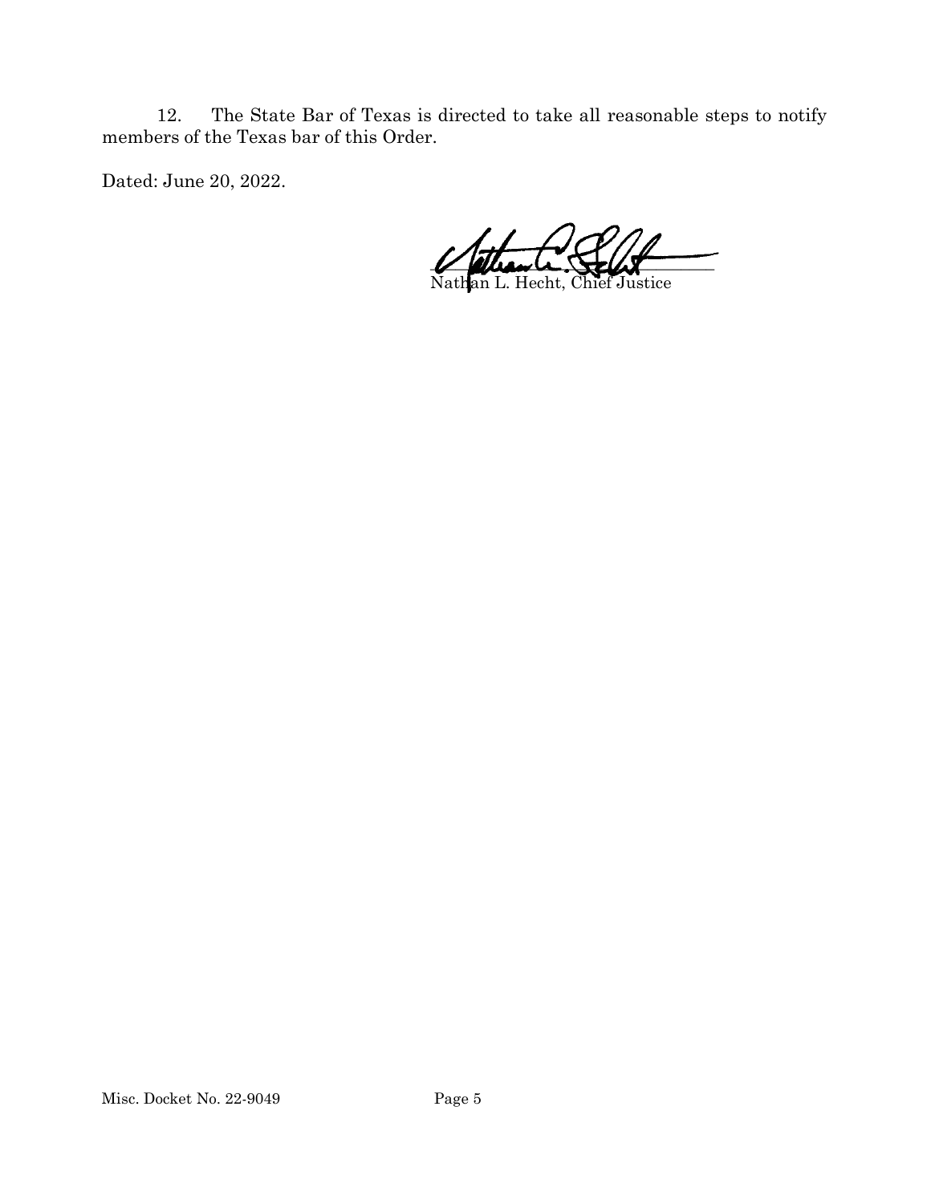12. The State Bar of Texas is directed to take all reasonable steps to notify members of the Texas bar of this Order.

Dated: June 20, 2022.

Nathan L. Hecht, Chief Justice

Misc. Docket No. 22-9049